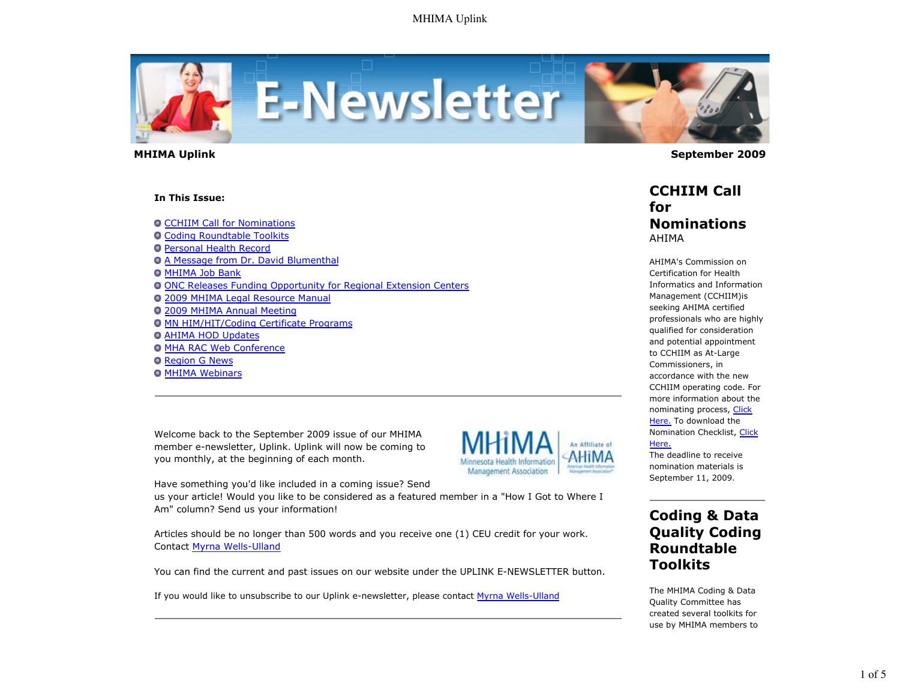**MHIMA Uplink** **September 2009**

**In This Issue:**

- CCHIIM Call for Nominations
- Coding Roundtable Toolkits
- Personal Health Record
- A Message from Dr. David Blumenthal
- MHIMA Job Bank
- ONC Releases Funding Opportunity for Regional Extension Centers
- 2009 MHIMA Legal Resource Manual
- 2009 MHIMA Annual Meeting
- MN HIM/HIT/Coding Certificate Programs
- AHIMA HOD Updates
- MHA RAC Web Conference
- Region G News
- MHIMA Webinars

---

Welcome back to the September 2009 issue of our MHIMA member e-newsletter, Uplink. Uplink will now be coming to you monthly, at the beginning of each month.

Have something you'd like included in a coming issue? Send us your article! Would you like to be considered as a featured member in a "How I Got to Where I Am" column? Send us your information!

Articles should be no longer than 500 words and you receive one (1) CEU credit for your work. Contact Myrna Wells-Ulland

You can find the current and past issues on our website under the UPLINK E-NEWSLETTER button.

If you would like to unsubscribe to our Uplink e-newsletter, please contact Myrna Wells-Ulland

---

## CCHIIM Call for Nominations

AHIMA

AHIMA's Commission on Certification for Health Informatics and Information Management (CCHIIM)is seeking AHIMA certified professionals who are highly qualified for consideration and potential appointment to CCHIIM as At-Large Commissioners, in accordance with the new CCHIIM operating code. For more information about the nominating process, Click Here. To download the Nomination Checklist, Click Here.

The deadline to receive nomination materials is September 11, 2009.

---

## Coding & Data Quality Coding Roundtable Toolkits

The MHIMA Coding & Data Quality Committee has created several toolkits for use by MHIMA members to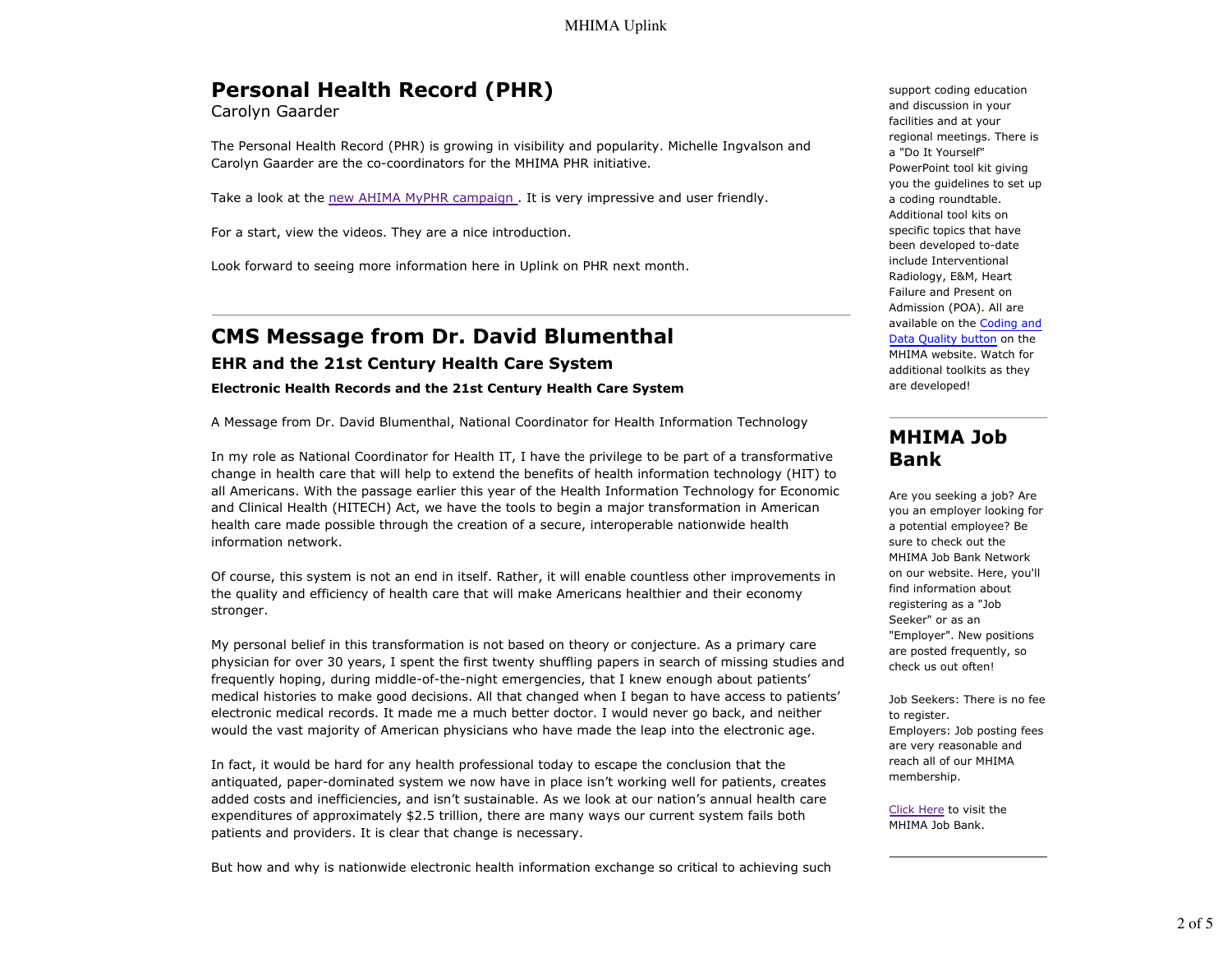## Personal Health Record (PHR)

Carolyn Gaarder

The Personal Health Record (PHR) is growing in visibility and popularity. Michelle Ingvalson and Carolyn Gaarder are the co-coordinators for the MHIMA PHR initiative.

Take a look at the new AHIMA MyPHR campaign . It is very impressive and user friendly.

For a start, view the videos. They are a nice introduction.

Look forward to seeing more information here in Uplink on PHR next month.

---

## CMS Message from Dr. David Blumenthal

### EHR and the 21st Century Health Care System

**Electronic Health Records and the 21st Century Health Care System**

A Message from Dr. David Blumenthal, National Coordinator for Health Information Technology

In my role as National Coordinator for Health IT, I have the privilege to be part of a transformative change in health care that will help to extend the benefits of health information technology (HIT) to all Americans. With the passage earlier this year of the Health Information Technology for Economic and Clinical Health (HITECH) Act, we have the tools to begin a major transformation in American health care made possible through the creation of a secure, interoperable nationwide health information network.

Of course, this system is not an end in itself. Rather, it will enable countless other improvements in the quality and efficiency of health care that will make Americans healthier and their economy stronger.

My personal belief in this transformation is not based on theory or conjecture. As a primary care physician for over 30 years, I spent the first twenty shuffling papers in search of missing studies and frequently hoping, during middle-of-the-night emergencies, that I knew enough about patients' medical histories to make good decisions. All that changed when I began to have access to patients' electronic medical records. It made me a much better doctor. I would never go back, and neither would the vast majority of American physicians who have made the leap into the electronic age.

In fact, it would be hard for any health professional today to escape the conclusion that the antiquated, paper-dominated system we now have in place isn't working well for patients, creates added costs and inefficiencies, and isn't sustainable. As we look at our nation's annual health care expenditures of approximately $2.5 trillion, there are many ways our current system fails both patients and providers. It is clear that change is necessary.

But how and why is nationwide electronic health information exchange so critical to achieving such

---

support coding education and discussion in your facilities and at your regional meetings. There is a "Do It Yourself" PowerPoint tool kit giving you the guidelines to set up a coding roundtable. Additional tool kits on specific topics that have been developed to-date include Interventional Radiology, E&M, Heart Failure and Present on Admission (POA). All are available on the Coding and Data Quality button on the MHIMA website. Watch for additional toolkits as they are developed!

---

## MHIMA Job Bank

Are you seeking a job? Are you an employer looking for a potential employee? Be sure to check out the MHIMA Job Bank Network on our website. Here, you'll find information about registering as a "Job Seeker" or as an "Employer". New positions are posted frequently, so check us out often!

Job Seekers: There is no fee to register.
Employers: Job posting fees are very reasonable and reach all of our MHIMA membership.

Click Here to visit the MHIMA Job Bank.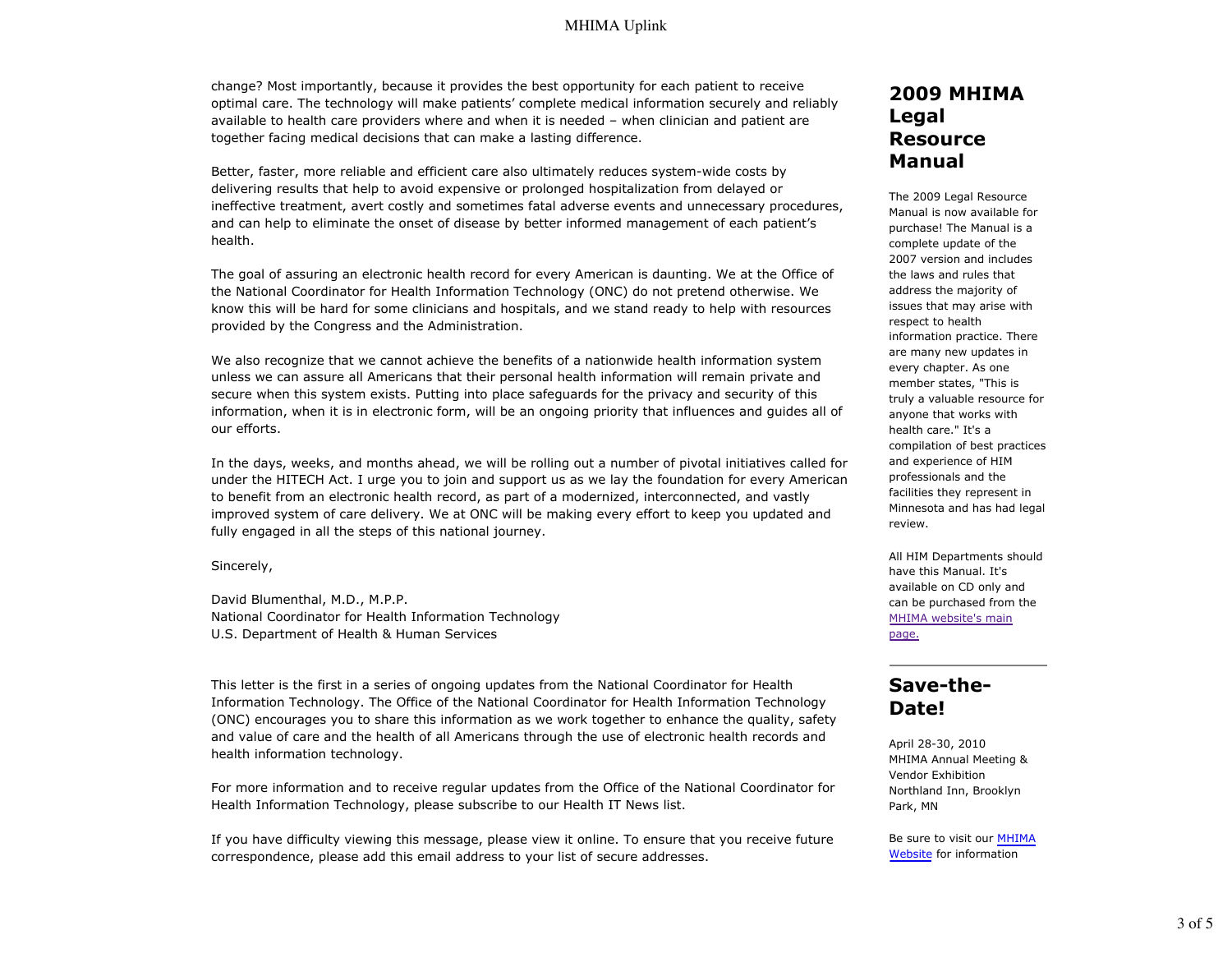change? Most importantly, because it provides the best opportunity for each patient to receive optimal care. The technology will make patients' complete medical information securely and reliably available to health care providers where and when it is needed – when clinician and patient are together facing medical decisions that can make a lasting difference.

Better, faster, more reliable and efficient care also ultimately reduces system-wide costs by delivering results that help to avoid expensive or prolonged hospitalization from delayed or ineffective treatment, avert costly and sometimes fatal adverse events and unnecessary procedures, and can help to eliminate the onset of disease by better informed management of each patient's health.

The goal of assuring an electronic health record for every American is daunting. We at the Office of the National Coordinator for Health Information Technology (ONC) do not pretend otherwise. We know this will be hard for some clinicians and hospitals, and we stand ready to help with resources provided by the Congress and the Administration.

We also recognize that we cannot achieve the benefits of a nationwide health information system unless we can assure all Americans that their personal health information will remain private and secure when this system exists. Putting into place safeguards for the privacy and security of this information, when it is in electronic form, will be an ongoing priority that influences and guides all of our efforts.

In the days, weeks, and months ahead, we will be rolling out a number of pivotal initiatives called for under the HITECH Act. I urge you to join and support us as we lay the foundation for every American to benefit from an electronic health record, as part of a modernized, interconnected, and vastly improved system of care delivery. We at ONC will be making every effort to keep you updated and fully engaged in all the steps of this national journey.

Sincerely,

David Blumenthal, M.D., M.P.P.
National Coordinator for Health Information Technology
U.S. Department of Health & Human Services

This letter is the first in a series of ongoing updates from the National Coordinator for Health Information Technology. The Office of the National Coordinator for Health Information Technology (ONC) encourages you to share this information as we work together to enhance the quality, safety and value of care and the health of all Americans through the use of electronic health records and health information technology.

For more information and to receive regular updates from the Office of the National Coordinator for Health Information Technology, please subscribe to our Health IT News list.

If you have difficulty viewing this message, please view it online. To ensure that you receive future correspondence, please add this email address to your list of secure addresses.

## 2009 MHIMA Legal Resource Manual

The 2009 Legal Resource Manual is now available for purchase! The Manual is a complete update of the 2007 version and includes the laws and rules that address the majority of issues that may arise with respect to health information practice. There are many new updates in every chapter. As one member states, "This is truly a valuable resource for anyone that works with health care." It's a compilation of best practices and experience of HIM professionals and the facilities they represent in Minnesota and has had legal review.

All HIM Departments should have this Manual. It's available on CD only and can be purchased from the MHIMA website's main page.

## Save-the-Date!

April 28-30, 2010
MHIMA Annual Meeting & Vendor Exhibition
Northland Inn, Brooklyn Park, MN

Be sure to visit our MHIMA Website for information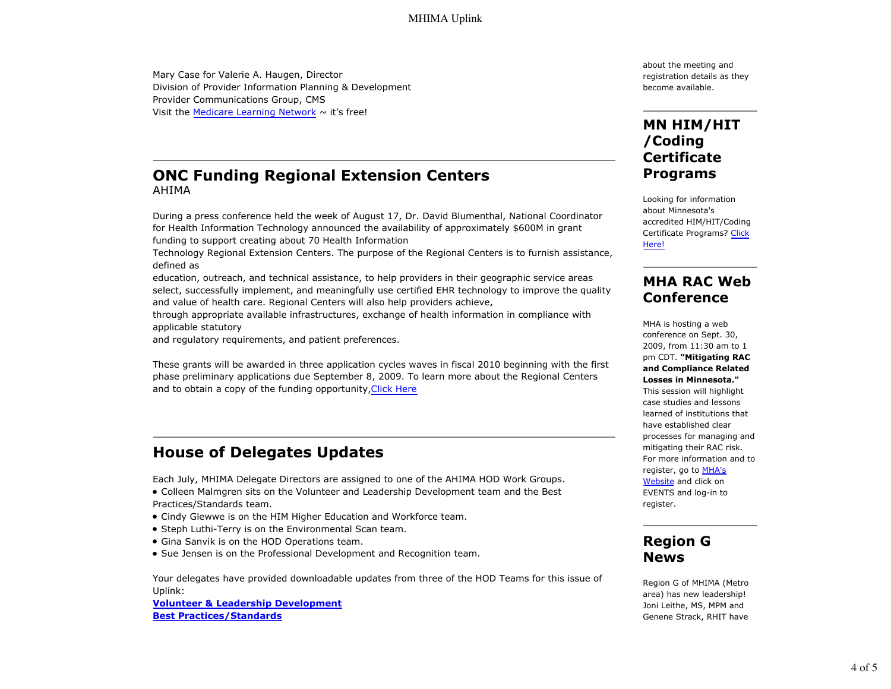Mary Case for Valerie A. Haugen, Director
Division of Provider Information Planning & Development
Provider Communications Group, CMS
Visit the [Medicare Learning Network] ~ it's free!

---

## ONC Funding Regional Extension Centers

AHIMA

During a press conference held the week of August 17, Dr. David Blumenthal, National Coordinator for Health Information Technology announced the availability of approximately $600M in grant funding to support creating about 70 Health Information Technology Regional Extension Centers. The purpose of the Regional Centers is to furnish assistance, defined as education, outreach, and technical assistance, to help providers in their geographic service areas select, successfully implement, and meaningfully use certified EHR technology to improve the quality and value of health care. Regional Centers will also help providers achieve, through appropriate available infrastructures, exchange of health information in compliance with applicable statutory and regulatory requirements, and patient preferences.

These grants will be awarded in three application cycles waves in fiscal 2010 beginning with the first phase preliminary applications due September 8, 2009. To learn more about the Regional Centers and to obtain a copy of the funding opportunity, [Click Here]

---

## House of Delegates Updates

Each July, MHIMA Delegate Directors are assigned to one of the AHIMA HOD Work Groups.

- Colleen Malmgren sits on the Volunteer and Leadership Development team and the Best Practices/Standards team.
- Cindy Glewwe is on the HIM Higher Education and Workforce team.
- Steph Luthi-Terry is on the Environmental Scan team.
- Gina Sanvik is on the HOD Operations team.
- Sue Jensen is on the Professional Development and Recognition team.

Your delegates have provided downloadable updates from three of the HOD Teams for this issue of Uplink:

**[Volunteer & Leadership Development]**
**[Best Practices/Standards]**

---

about the meeting and registration details as they become available.

---

## MN HIM/HIT/Coding Certificate Programs

Looking for information about Minnesota's accredited HIM/HIT/Coding Certificate Programs? [Click Here!]

---

## MHA RAC Web Conference

MHA is hosting a web conference on Sept. 30, 2009, from 11:30 am to 1 pm CDT. **"Mitigating RAC and Compliance Related Losses in Minnesota."** This session will highlight case studies and lessons learned of institutions that have established clear processes for managing and mitigating their RAC risk. For more information and to register, go to [MHA's Website] and click on EVENTS and log-in to register.

---

## Region G News

Region G of MHIMA (Metro area) has new leadership! Joni Leithe, MS, MPM and Genene Strack, RHIT have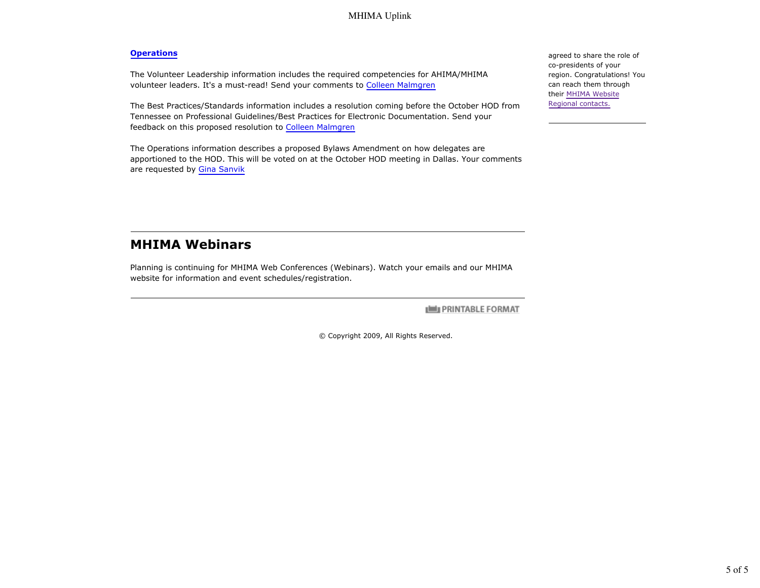**Operations**

The Volunteer Leadership information includes the required competencies for AHIMA/MHIMA volunteer leaders. It's a must-read! Send your comments to Colleen Malmgren

The Best Practices/Standards information includes a resolution coming before the October HOD from Tennessee on Professional Guidelines/Best Practices for Electronic Documentation. Send your feedback on this proposed resolution to Colleen Malmgren

The Operations information describes a proposed Bylaws Amendment on how delegates are apportioned to the HOD. This will be voted on at the October HOD meeting in Dallas. Your comments are requested by Gina Sanvik

---

## MHIMA Webinars

Planning is continuing for MHIMA Web Conferences (Webinars). Watch your emails and our MHIMA website for information and event schedules/registration.

---

PRINTABLE FORMAT

© Copyright 2009, All Rights Reserved.

agreed to share the role of co-presidents of your region. Congratulations! You can reach them through their MHIMA Website Regional contacts.

---